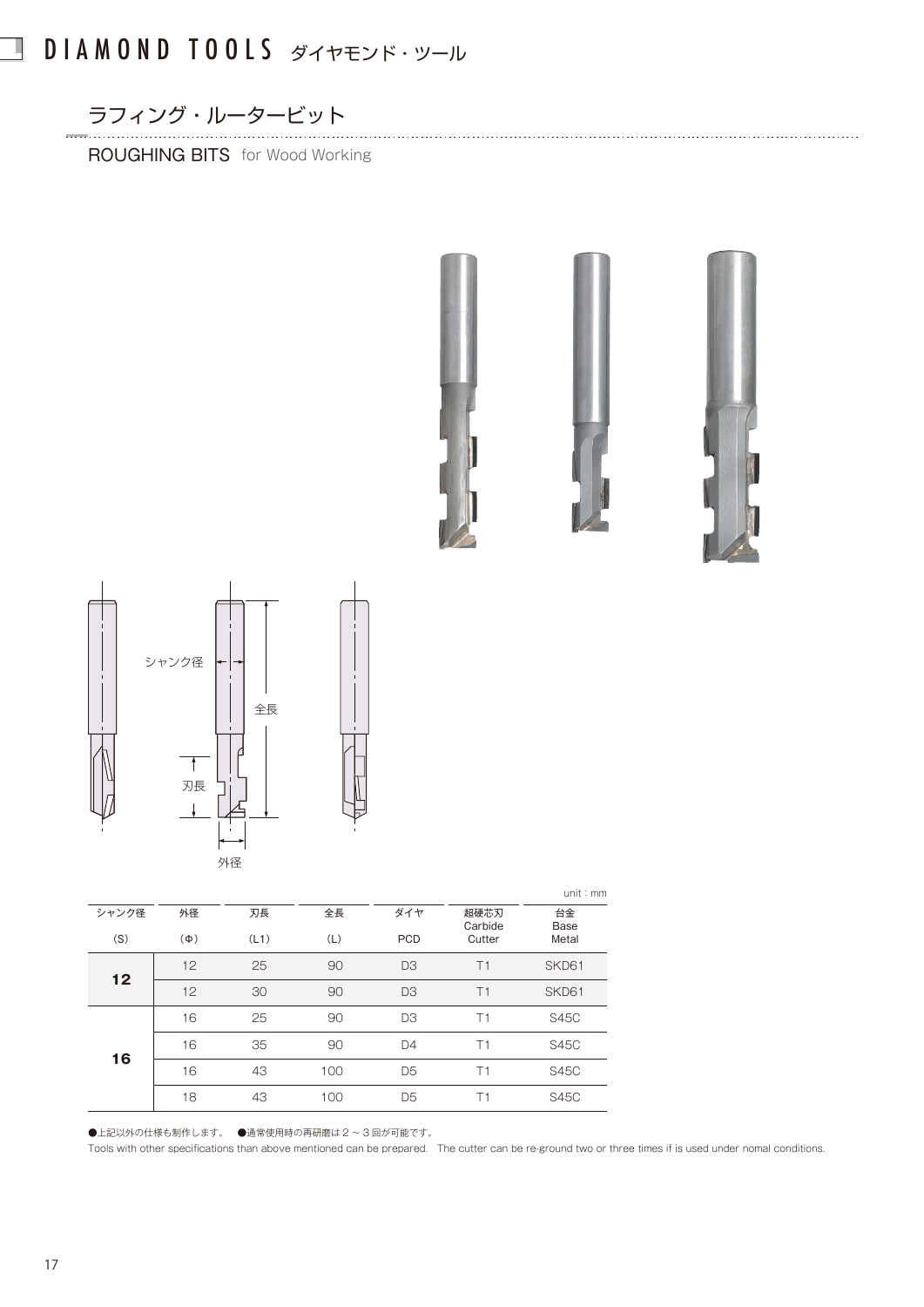# DIAMOND TOOLS ダイヤモンド・ツール

## ラフィング・ルータービット

ROUGHING BITS for Wood Working

シャンク径

全長

刃長

外径

unit：mm

| シャンク径 (S) | 外径 (Φ) | 刃長 (L1) | 全長 (L) | ダイヤ PCD | 超硬芯刃 Carbide Cutter | 台金 Base Metal |
|---|---|---|---|---|---|---|
| **12** | 12 | 25 | 90 | D3 | T1 | SKD61 |
| | 12 | 30 | 90 | D3 | T1 | SKD61 |
| **16** | 16 | 25 | 90 | D3 | T1 | S45C |
| | 16 | 35 | 90 | D4 | T1 | S45C |
| | 16 | 43 | 100 | D5 | T1 | S45C |
| | 18 | 43 | 100 | D5 | T1 | S45C |

●上記以外の仕様も制作します。　●通常使用時の再研磨は2～3回が可能です。

Tools with other specifications than above mentioned can be prepared.　The cutter can be re-ground two or three times if is used under nomal conditions.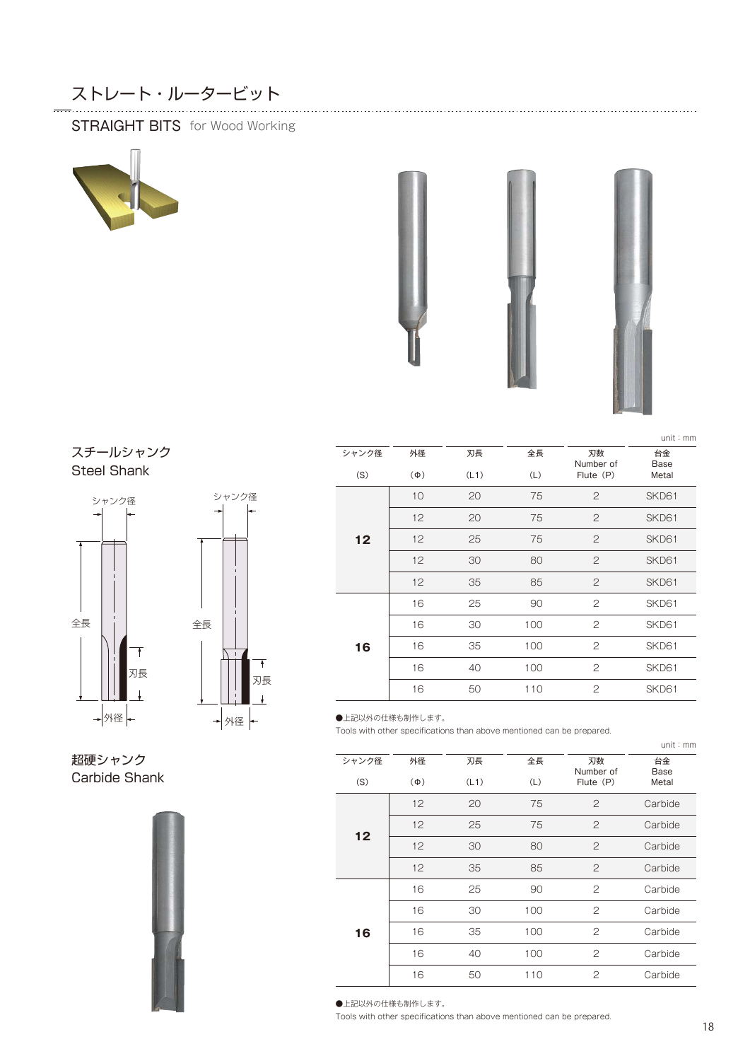# ストレート・ルータービット

## STRAIGHT BITS for Wood Working

### スチールシャンク
### Steel Shank

シャンク径
全長
刃長
外径

unit : mm

| シャンク径 (S) | 外径 (Φ) | 刃長 (L1) | 全長 (L) | 刃数 Number of Flute (P) | 台金 Base Metal |
|---|---|---|---|---|---|
| **12** | 10 | 20 | 75 | 2 | SKD61 |
| | 12 | 20 | 75 | 2 | SKD61 |
| | 12 | 25 | 75 | 2 | SKD61 |
| | 12 | 30 | 80 | 2 | SKD61 |
| | 12 | 35 | 85 | 2 | SKD61 |
| **16** | 16 | 25 | 90 | 2 | SKD61 |
| | 16 | 30 | 100 | 2 | SKD61 |
| | 16 | 35 | 100 | 2 | SKD61 |
| | 16 | 40 | 100 | 2 | SKD61 |
| | 16 | 50 | 110 | 2 | SKD61 |

●上記以外の仕様も制作します。
Tools with other specifications than above mentioned can be prepared.

### 超硬シャンク
### Carbide Shank

unit : mm

| シャンク径 (S) | 外径 (Φ) | 刃長 (L1) | 全長 (L) | 刃数 Number of Flute (P) | 台金 Base Metal |
|---|---|---|---|---|---|
| **12** | 12 | 20 | 75 | 2 | Carbide |
| | 12 | 25 | 75 | 2 | Carbide |
| | 12 | 30 | 80 | 2 | Carbide |
| | 12 | 35 | 85 | 2 | Carbide |
| **16** | 16 | 25 | 90 | 2 | Carbide |
| | 16 | 30 | 100 | 2 | Carbide |
| | 16 | 35 | 100 | 2 | Carbide |
| | 16 | 40 | 100 | 2 | Carbide |
| | 16 | 50 | 110 | 2 | Carbide |

●上記以外の仕様も制作します。
Tools with other specifications than above mentioned can be prepared.